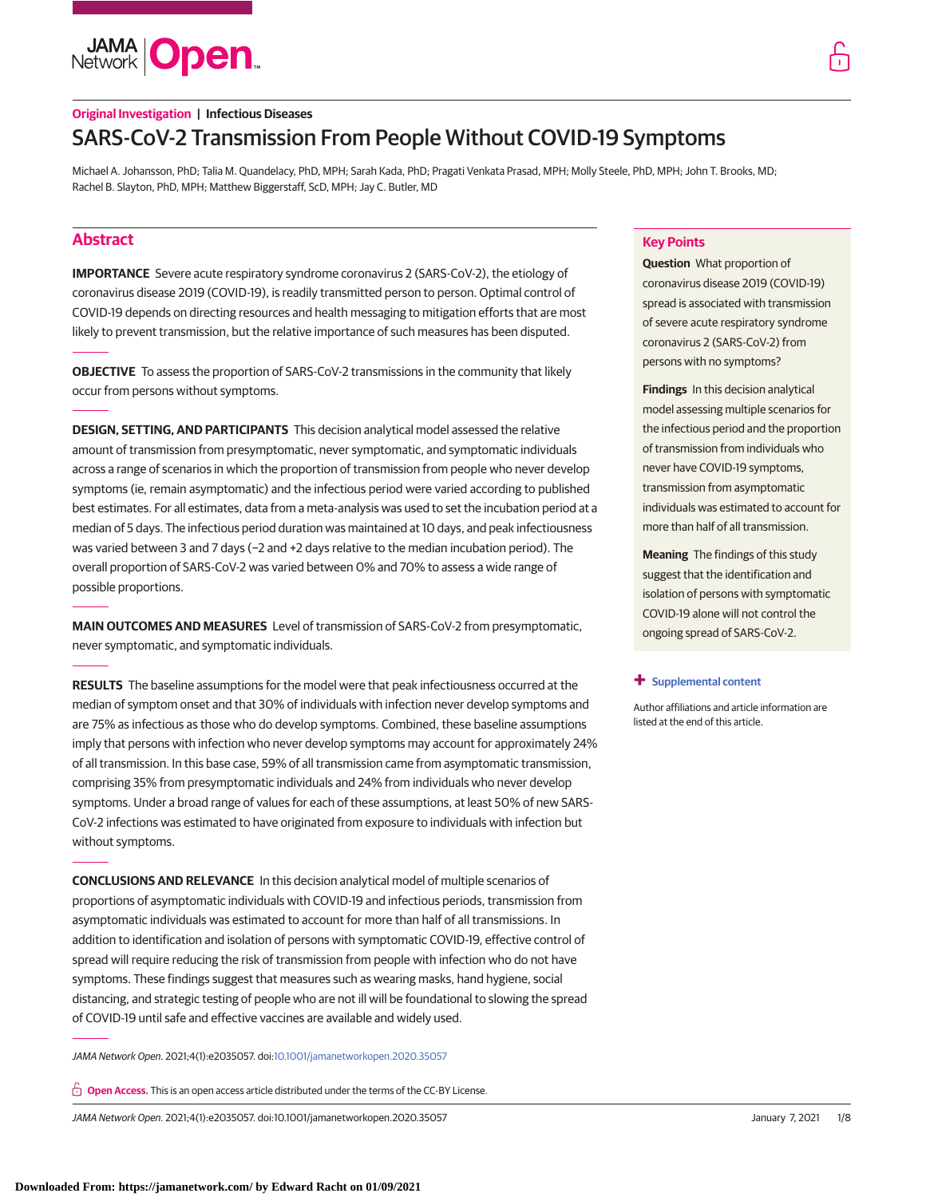**Original Investigation** | **Infectious Diseases**

# SARS-CoV-2 Transmission From People Without COVID-19 Symptoms

Michael A. Johansson, PhD; Talia M. Quandelacy, PhD, MPH; Sarah Kada, PhD; Pragati Venkata Prasad, MPH; Molly Steele, PhD, MPH; John T. Brooks, MD; Rachel B. Slayton, PhD, MPH; Matthew Biggerstaff, ScD, MPH; Jay C. Butler, MD

## Abstract

**IMPORTANCE** Severe acute respiratory syndrome coronavirus 2 (SARS-CoV-2), the etiology of coronavirus disease 2019 (COVID-19), is readily transmitted person to person. Optimal control of COVID-19 depends on directing resources and health messaging to mitigation efforts that are most likely to prevent transmission, but the relative importance of such measures has been disputed.

**OBJECTIVE** To assess the proportion of SARS-CoV-2 transmissions in the community that likely occur from persons without symptoms.

**DESIGN, SETTING, AND PARTICIPANTS** This decision analytical model assessed the relative amount of transmission from presymptomatic, never symptomatic, and symptomatic individuals across a range of scenarios in which the proportion of transmission from people who never develop symptoms (ie, remain asymptomatic) and the infectious period were varied according to published best estimates. For all estimates, data from a meta-analysis was used to set the incubation period at a median of 5 days. The infectious period duration was maintained at 10 days, and peak infectiousness was varied between 3 and 7 days (−2 and +2 days relative to the median incubation period). The overall proportion of SARS-CoV-2 was varied between 0% and 70% to assess a wide range of possible proportions.

**MAIN OUTCOMES AND MEASURES** Level of transmission of SARS-CoV-2 from presymptomatic, never symptomatic, and symptomatic individuals.

**RESULTS** The baseline assumptions for the model were that peak infectiousness occurred at the median of symptom onset and that 30% of individuals with infection never develop symptoms and are 75% as infectious as those who do develop symptoms. Combined, these baseline assumptions imply that persons with infection who never develop symptoms may account for approximately 24% of all transmission. In this base case, 59% of all transmission came from asymptomatic transmission, comprising 35% from presymptomatic individuals and 24% from individuals who never develop symptoms. Under a broad range of values for each of these assumptions, at least 50% of new SARS-CoV-2 infections was estimated to have originated from exposure to individuals with infection but without symptoms.

**CONCLUSIONS AND RELEVANCE** In this decision analytical model of multiple scenarios of proportions of asymptomatic individuals with COVID-19 and infectious periods, transmission from asymptomatic individuals was estimated to account for more than half of all transmissions. In addition to identification and isolation of persons with symptomatic COVID-19, effective control of spread will require reducing the risk of transmission from people with infection who do not have symptoms. These findings suggest that measures such as wearing masks, hand hygiene, social distancing, and strategic testing of people who are not ill will be foundational to slowing the spread of COVID-19 until safe and effective vaccines are available and widely used.

*JAMA Network Open.* 2021;4(1):e2035057. doi:10.1001/jamanetworkopen.2020.35057

## Key Points

**Question** What proportion of coronavirus disease 2019 (COVID-19) spread is associated with transmission of severe acute respiratory syndrome coronavirus 2 (SARS-CoV-2) from persons with no symptoms?

**Findings** In this decision analytical model assessing multiple scenarios for the infectious period and the proportion of transmission from individuals who never have COVID-19 symptoms, transmission from asymptomatic individuals was estimated to account for more than half of all transmission.

**Meaning** The findings of this study suggest that the identification and isolation of persons with symptomatic COVID-19 alone will not control the ongoing spread of SARS-CoV-2.

+ Supplemental content

Author affiliations and article information are listed at the end of this article.

**Open Access.** This is an open access article distributed under the terms of the CC-BY License.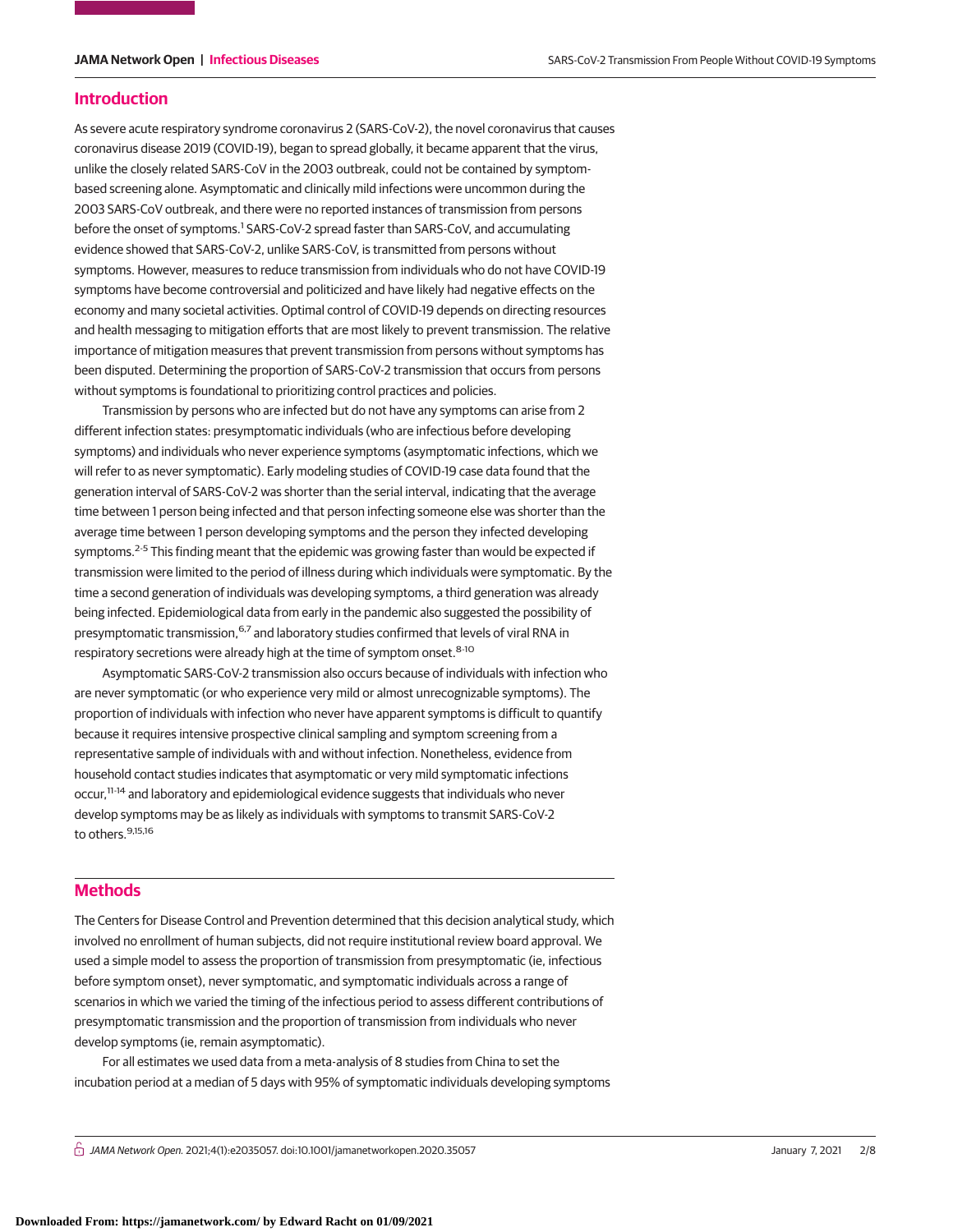## Introduction

As severe acute respiratory syndrome coronavirus 2 (SARS-CoV-2), the novel coronavirus that causes coronavirus disease 2019 (COVID-19), began to spread globally, it became apparent that the virus, unlike the closely related SARS-CoV in the 2003 outbreak, could not be contained by symptom-based screening alone. Asymptomatic and clinically mild infections were uncommon during the 2003 SARS-CoV outbreak, and there were no reported instances of transmission from persons before the onset of symptoms.[1] SARS-CoV-2 spread faster than SARS-CoV, and accumulating evidence showed that SARS-CoV-2, unlike SARS-CoV, is transmitted from persons without symptoms. However, measures to reduce transmission from individuals who do not have COVID-19 symptoms have become controversial and politicized and have likely had negative effects on the economy and many societal activities. Optimal control of COVID-19 depends on directing resources and health messaging to mitigation efforts that are most likely to prevent transmission. The relative importance of mitigation measures that prevent transmission from persons without symptoms has been disputed. Determining the proportion of SARS-CoV-2 transmission that occurs from persons without symptoms is foundational to prioritizing control practices and policies.

Transmission by persons who are infected but do not have any symptoms can arise from 2 different infection states: presymptomatic individuals (who are infectious before developing symptoms) and individuals who never experience symptoms (asymptomatic infections, which we will refer to as never symptomatic). Early modeling studies of COVID-19 case data found that the generation interval of SARS-CoV-2 was shorter than the serial interval, indicating that the average time between 1 person being infected and that person infecting someone else was shorter than the average time between 1 person developing symptoms and the person they infected developing symptoms.[2-5] This finding meant that the epidemic was growing faster than would be expected if transmission were limited to the period of illness during which individuals were symptomatic. By the time a second generation of individuals was developing symptoms, a third generation was already being infected. Epidemiological data from early in the pandemic also suggested the possibility of presymptomatic transmission,[6,7] and laboratory studies confirmed that levels of viral RNA in respiratory secretions were already high at the time of symptom onset.[8-10]

Asymptomatic SARS-CoV-2 transmission also occurs because of individuals with infection who are never symptomatic (or who experience very mild or almost unrecognizable symptoms). The proportion of individuals with infection who never have apparent symptoms is difficult to quantify because it requires intensive prospective clinical sampling and symptom screening from a representative sample of individuals with and without infection. Nonetheless, evidence from household contact studies indicates that asymptomatic or very mild symptomatic infections occur,[11-14] and laboratory and epidemiological evidence suggests that individuals who never develop symptoms may be as likely as individuals with symptoms to transmit SARS-CoV-2 to others.[9,15,16]

## Methods

The Centers for Disease Control and Prevention determined that this decision analytical study, which involved no enrollment of human subjects, did not require institutional review board approval. We used a simple model to assess the proportion of transmission from presymptomatic (ie, infectious before symptom onset), never symptomatic, and symptomatic individuals across a range of scenarios in which we varied the timing of the infectious period to assess different contributions of presymptomatic transmission and the proportion of transmission from individuals who never develop symptoms (ie, remain asymptomatic).

For all estimates we used data from a meta-analysis of 8 studies from China to set the incubation period at a median of 5 days with 95% of symptomatic individuals developing symptoms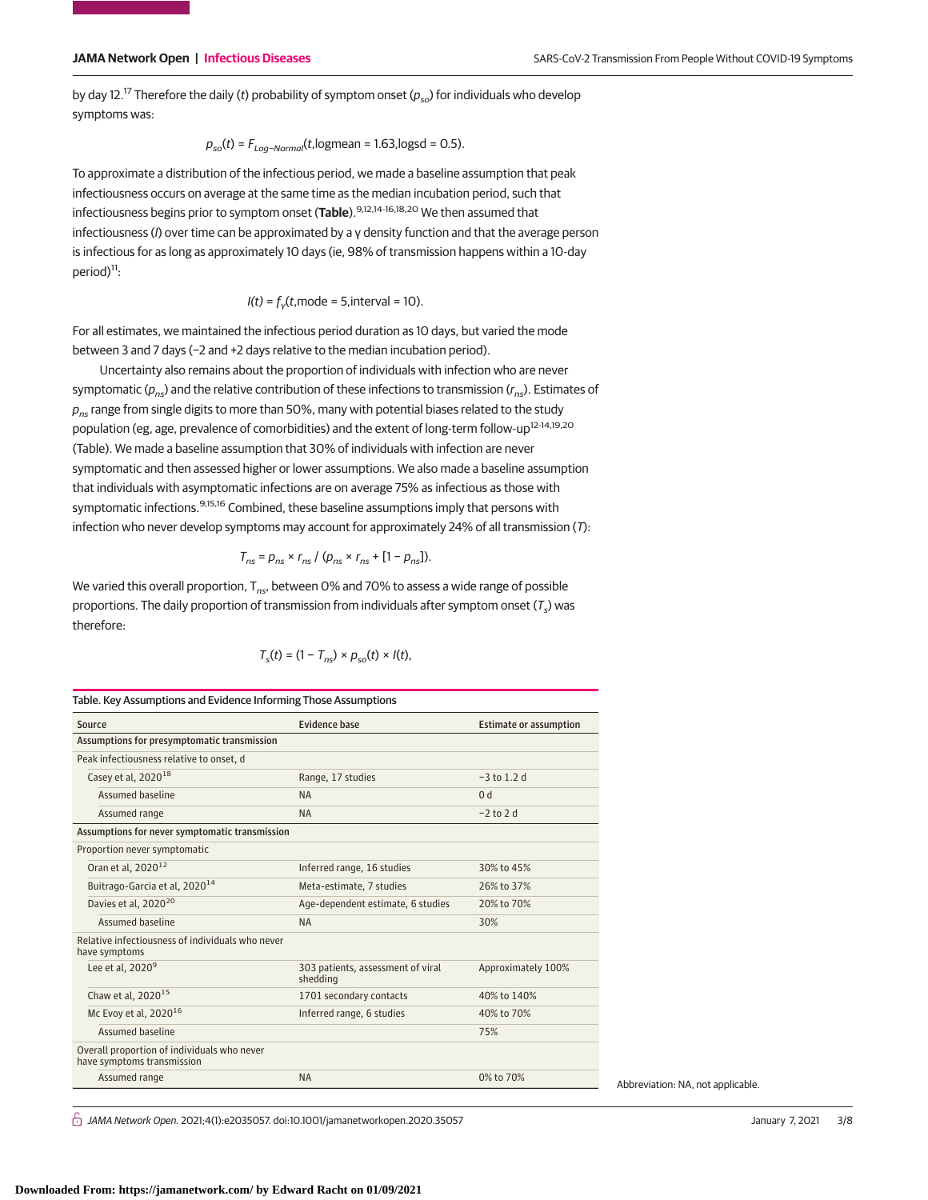by day 12.[17] Therefore the daily ($t$) probability of symptom onset ($p_{so}$) for individuals who develop symptoms was:

$$p_{so}(t) = F_{Log-Normal}(t, \text{logmean} = 1.63, \text{logsd} = 0.5).$$

To approximate a distribution of the infectious period, we made a baseline assumption that peak infectiousness occurs on average at the same time as the median incubation period, such that infectiousness begins prior to symptom onset (**Table**).[9,12,14-16,18,20] We then assumed that infectiousness ($I$) over time can be approximated by a γ density function and that the average person is infectious for as long as approximately 10 days (ie, 98% of transmission happens within a 10-day period)[11]:

$$I(t) = f_{\gamma}(t, \text{mode} = 5, \text{interval} = 10).$$

For all estimates, we maintained the infectious period duration as 10 days, but varied the mode between 3 and 7 days (−2 and +2 days relative to the median incubation period).

Uncertainty also remains about the proportion of individuals with infection who are never symptomatic ($p_{ns}$) and the relative contribution of these infections to transmission ($r_{ns}$). Estimates of $p_{ns}$ range from single digits to more than 50%, many with potential biases related to the study population (eg, age, prevalence of comorbidities) and the extent of long-term follow-up[12-14,19,20] (Table). We made a baseline assumption that 30% of individuals with infection are never symptomatic and then assessed higher or lower assumptions. We also made a baseline assumption that individuals with asymptomatic infections are on average 75% as infectious as those with symptomatic infections.[9,15,16] Combined, these baseline assumptions imply that persons with infection who never develop symptoms may account for approximately 24% of all transmission ($T$):

$$T_{ns} = p_{ns} \times r_{ns} \,/\, (p_{ns} \times r_{ns} + [1 - p_{ns}]).$$

We varied this overall proportion, $T_{ns}$, between 0% and 70% to assess a wide range of possible proportions. The daily proportion of transmission from individuals after symptom onset ($T_s$) was therefore:

$$T_s(t) = (1 - T_{ns}) \times p_{so}(t) \times I(t),$$

Table. Key Assumptions and Evidence Informing Those Assumptions

| Source | Evidence base | Estimate or assumption |
|---|---|---|
| **Assumptions for presymptomatic transmission** | | |
| Peak infectiousness relative to onset, d | | |
| Casey et al, 2020[18] | Range, 17 studies | −3 to 1.2 d |
| Assumed baseline | NA | 0 d |
| Assumed range | NA | −2 to 2 d |
| **Assumptions for never symptomatic transmission** | | |
| Proportion never symptomatic | | |
| Oran et al, 2020[12] | Inferred range, 16 studies | 30% to 45% |
| Buitrago-Garcia et al, 2020[14] | Meta-estimate, 7 studies | 26% to 37% |
| Davies et al, 2020[20] | Age-dependent estimate, 6 studies | 20% to 70% |
| Assumed baseline | NA | 30% |
| Relative infectiousness of individuals who never have symptoms | | |
| Lee et al, 2020[9] | 303 patients, assessment of viral shedding | Approximately 100% |
| Chaw et al, 2020[15] | 1701 secondary contacts | 40% to 140% |
| Mc Evoy et al, 2020[16] | Inferred range, 6 studies | 40% to 70% |
| Assumed baseline | | 75% |
| Overall proportion of individuals who never have symptoms transmission | | |
| Assumed range | NA | 0% to 70% |

Abbreviation: NA, not applicable.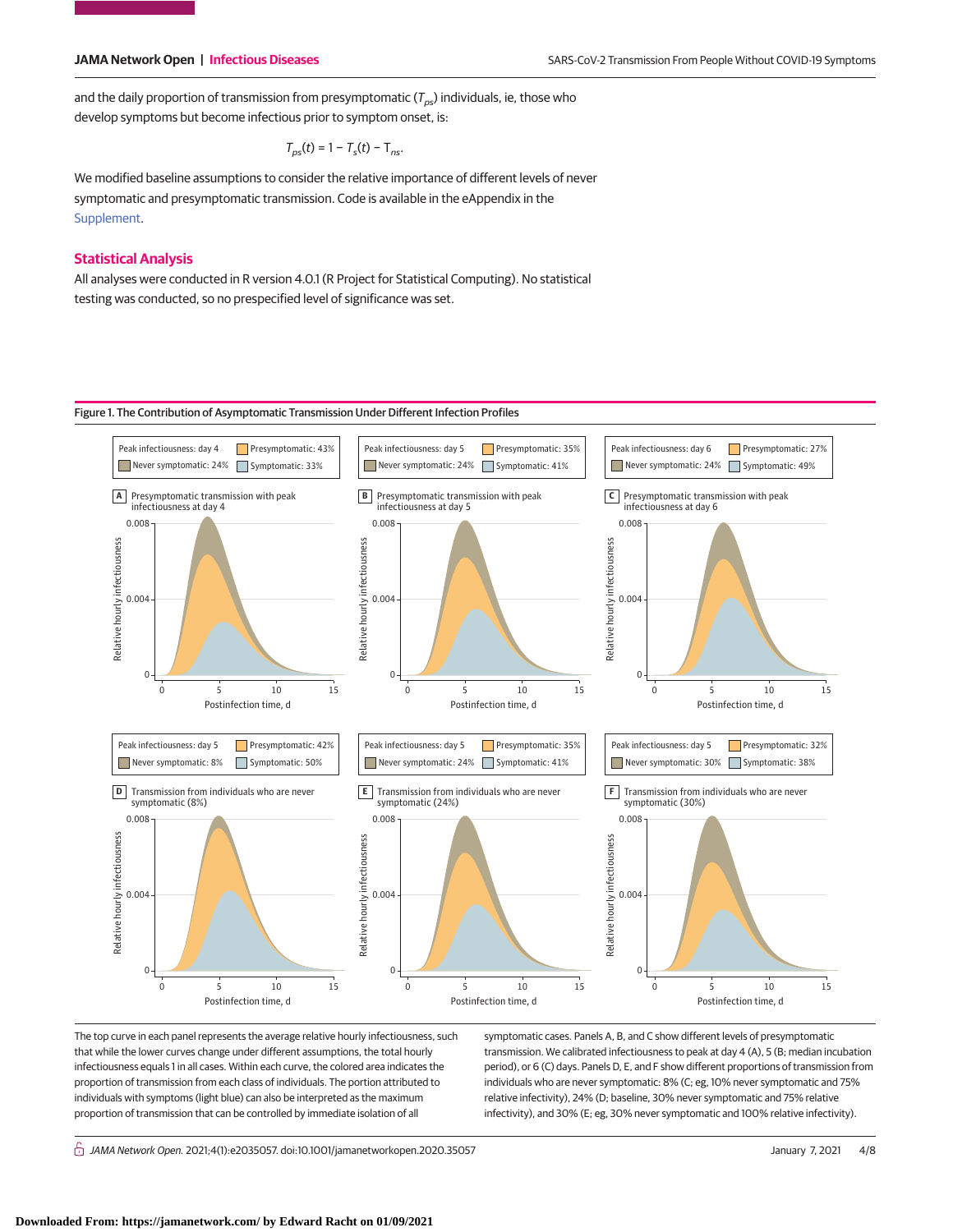and the daily proportion of transmission from presymptomatic ($T_{ps}$) individuals, ie, those who develop symptoms but become infectious prior to symptom onset, is:

$$T_{ps}(t) = 1 - T_s(t) - T_{ns}.$$

We modified baseline assumptions to consider the relative importance of different levels of never symptomatic and presymptomatic transmission. Code is available in the eAppendix in the Supplement.

## Statistical Analysis

All analyses were conducted in R version 4.0.1 (R Project for Statistical Computing). No statistical testing was conducted, so no prespecified level of significance was set.

**Figure 1. The Contribution of Asymptomatic Transmission Under Different Infection Profiles**

A. Presymptomatic transmission with peak infectiousness at day 4 (Peak infectiousness: day 4; Presymptomatic: 43%; Never symptomatic: 24%; Symptomatic: 33%)

B. Presymptomatic transmission with peak infectiousness at day 5 (Peak infectiousness: day 5; Presymptomatic: 35%; Never symptomatic: 24%; Symptomatic: 41%)

C. Presymptomatic transmission with peak infectiousness at day 6 (Peak infectiousness: day 6; Presymptomatic: 27%; Never symptomatic: 24%; Symptomatic: 49%)

D. Transmission from individuals who are never symptomatic (8%) (Peak infectiousness: day 5; Presymptomatic: 42%; Never symptomatic: 8%; Symptomatic: 50%)

E. Transmission from individuals who are never symptomatic (24%) (Peak infectiousness: day 5; Presymptomatic: 35%; Never symptomatic: 24%; Symptomatic: 41%)

F. Transmission from individuals who are never symptomatic (30%) (Peak infectiousness: day 5; Presymptomatic: 32%; Never symptomatic: 30%; Symptomatic: 38%)

Y-axis: Relative hourly infectiousness; X-axis: Postinfection time, d

The top curve in each panel represents the average relative hourly infectiousness, such that while the lower curves change under different assumptions, the total hourly infectiousness equals 1 in all cases. Within each curve, the colored area indicates the proportion of transmission from each class of individuals. The portion attributed to individuals with symptoms (light blue) can also be interpreted as the maximum proportion of transmission that can be controlled by immediate isolation of all symptomatic cases. Panels A, B, and C show different levels of presymptomatic transmission. We calibrated infectiousness to peak at day 4 (A), 5 (B; median incubation period), or 6 (C) days. Panels D, E, and F show different proportions of transmission from individuals who are never symptomatic: 8% (C; eg, 10% never symptomatic and 75% relative infectivity), 24% (D; baseline, 30% never symptomatic and 75% relative infectivity), and 30% (E; eg, 30% never symptomatic and 100% relative infectivity).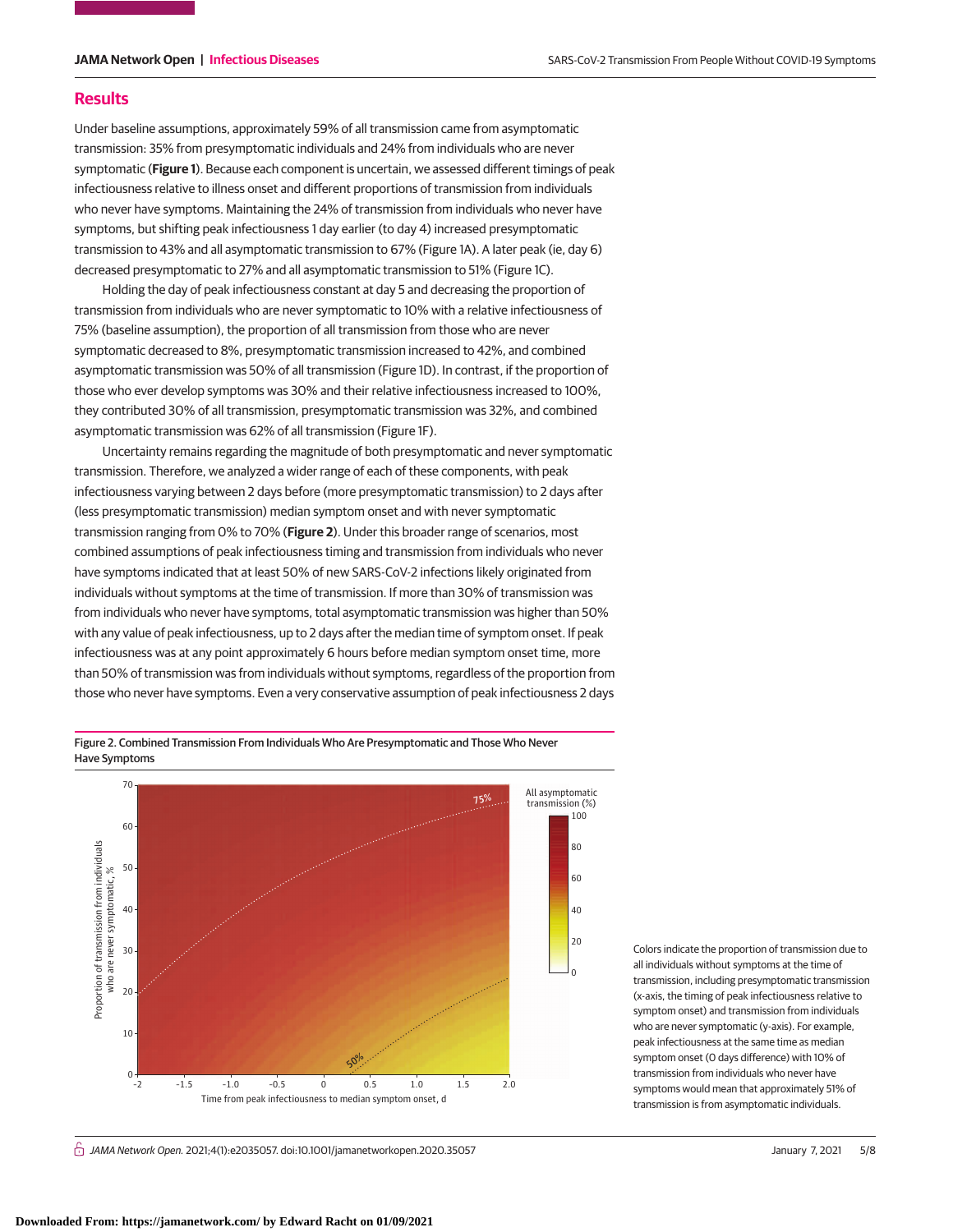## Results

Under baseline assumptions, approximately 59% of all transmission came from asymptomatic transmission: 35% from presymptomatic individuals and 24% from individuals who are never symptomatic (**Figure 1**). Because each component is uncertain, we assessed different timings of peak infectiousness relative to illness onset and different proportions of transmission from individuals who never have symptoms. Maintaining the 24% of transmission from individuals who never have symptoms, but shifting peak infectiousness 1 day earlier (to day 4) increased presymptomatic transmission to 43% and all asymptomatic transmission to 67% (Figure 1A). A later peak (ie, day 6) decreased presymptomatic to 27% and all asymptomatic transmission to 51% (Figure 1C).

Holding the day of peak infectiousness constant at day 5 and decreasing the proportion of transmission from individuals who are never symptomatic to 10% with a relative infectiousness of 75% (baseline assumption), the proportion of all transmission from those who are never symptomatic decreased to 8%, presymptomatic transmission increased to 42%, and combined asymptomatic transmission was 50% of all transmission (Figure 1D). In contrast, if the proportion of those who ever develop symptoms was 30% and their relative infectiousness increased to 100%, they contributed 30% of all transmission, presymptomatic transmission was 32%, and combined asymptomatic transmission was 62% of all transmission (Figure 1F).

Uncertainty remains regarding the magnitude of both presymptomatic and never symptomatic transmission. Therefore, we analyzed a wider range of each of these components, with peak infectiousness varying between 2 days before (more presymptomatic transmission) to 2 days after (less presymptomatic transmission) median symptom onset and with never symptomatic transmission ranging from 0% to 70% (**Figure 2**). Under this broader range of scenarios, most combined assumptions of peak infectiousness timing and transmission from individuals who never have symptoms indicated that at least 50% of new SARS-CoV-2 infections likely originated from individuals without symptoms at the time of transmission. If more than 30% of transmission was from individuals who never have symptoms, total asymptomatic transmission was higher than 50% with any value of peak infectiousness, up to 2 days after the median time of symptom onset. If peak infectiousness was at any point approximately 6 hours before median symptom onset time, more than 50% of transmission was from individuals without symptoms, regardless of the proportion from those who never have symptoms. Even a very conservative assumption of peak infectiousness 2 days

Figure 2. Combined Transmission From Individuals Who Are Presymptomatic and Those Who Never Have Symptoms

Colors indicate the proportion of transmission due to all individuals without symptoms at the time of transmission, including presymptomatic transmission (x-axis, the timing of peak infectiousness relative to symptom onset) and transmission from individuals who are never symptomatic (y-axis). For example, peak infectiousness at the same time as median symptom onset (0 days difference) with 10% of transmission from individuals who never have symptoms would mean that approximately 51% of transmission is from asymptomatic individuals.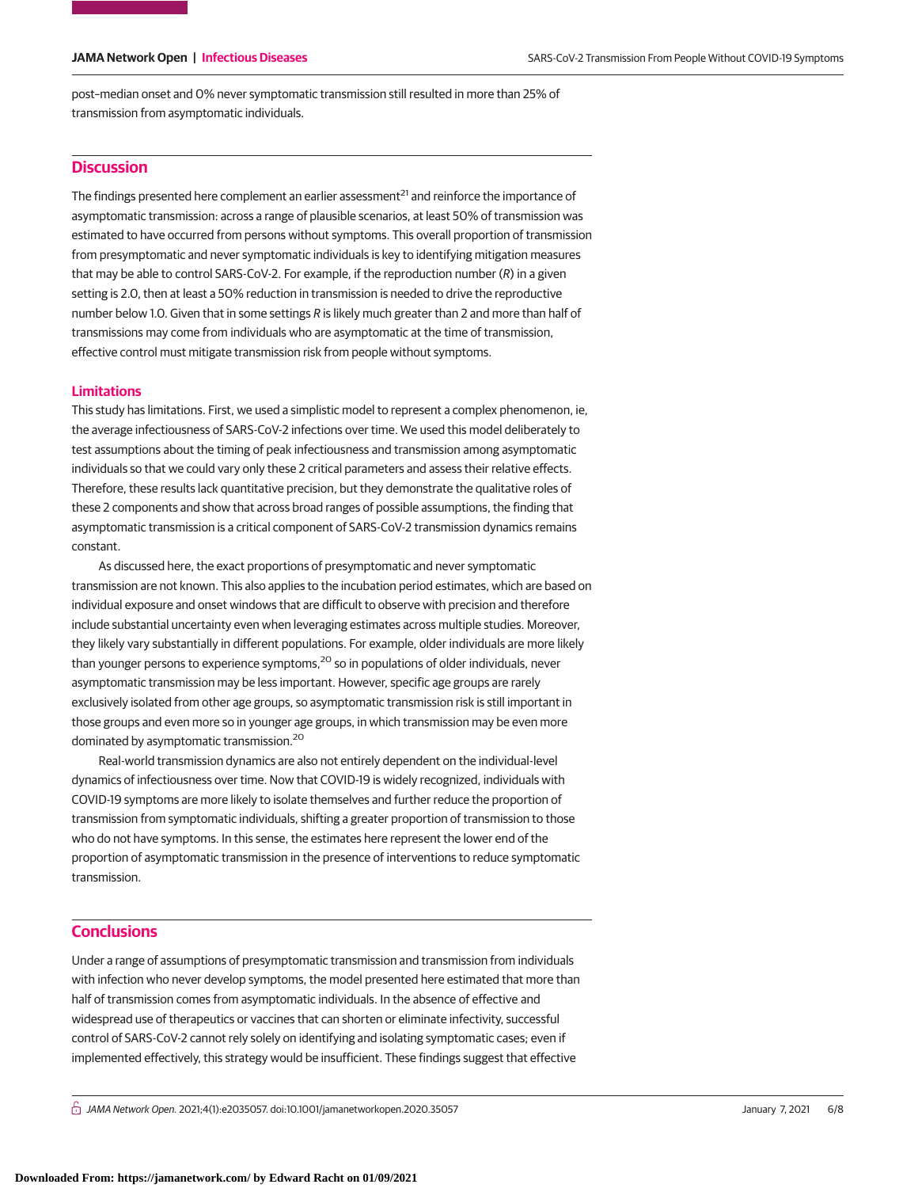post–median onset and 0% never symptomatic transmission still resulted in more than 25% of transmission from asymptomatic individuals.

## Discussion

The findings presented here complement an earlier assessment[21] and reinforce the importance of asymptomatic transmission: across a range of plausible scenarios, at least 50% of transmission was estimated to have occurred from persons without symptoms. This overall proportion of transmission from presymptomatic and never symptomatic individuals is key to identifying mitigation measures that may be able to control SARS-CoV-2. For example, if the reproduction number ($R$) in a given setting is 2.0, then at least a 50% reduction in transmission is needed to drive the reproductive number below 1.0. Given that in some settings $R$ is likely much greater than 2 and more than half of transmissions may come from individuals who are asymptomatic at the time of transmission, effective control must mitigate transmission risk from people without symptoms.

### Limitations

This study has limitations. First, we used a simplistic model to represent a complex phenomenon, ie, the average infectiousness of SARS-CoV-2 infections over time. We used this model deliberately to test assumptions about the timing of peak infectiousness and transmission among asymptomatic individuals so that we could vary only these 2 critical parameters and assess their relative effects. Therefore, these results lack quantitative precision, but they demonstrate the qualitative roles of these 2 components and show that across broad ranges of possible assumptions, the finding that asymptomatic transmission is a critical component of SARS-CoV-2 transmission dynamics remains constant.

As discussed here, the exact proportions of presymptomatic and never symptomatic transmission are not known. This also applies to the incubation period estimates, which are based on individual exposure and onset windows that are difficult to observe with precision and therefore include substantial uncertainty even when leveraging estimates across multiple studies. Moreover, they likely vary substantially in different populations. For example, older individuals are more likely than younger persons to experience symptoms,[20] so in populations of older individuals, never asymptomatic transmission may be less important. However, specific age groups are rarely exclusively isolated from other age groups, so asymptomatic transmission risk is still important in those groups and even more so in younger age groups, in which transmission may be even more dominated by asymptomatic transmission.[20]

Real-world transmission dynamics are also not entirely dependent on the individual-level dynamics of infectiousness over time. Now that COVID-19 is widely recognized, individuals with COVID-19 symptoms are more likely to isolate themselves and further reduce the proportion of transmission from symptomatic individuals, shifting a greater proportion of transmission to those who do not have symptoms. In this sense, the estimates here represent the lower end of the proportion of asymptomatic transmission in the presence of interventions to reduce symptomatic transmission.

## Conclusions

Under a range of assumptions of presymptomatic transmission and transmission from individuals with infection who never develop symptoms, the model presented here estimated that more than half of transmission comes from asymptomatic individuals. In the absence of effective and widespread use of therapeutics or vaccines that can shorten or eliminate infectivity, successful control of SARS-CoV-2 cannot rely solely on identifying and isolating symptomatic cases; even if implemented effectively, this strategy would be insufficient. These findings suggest that effective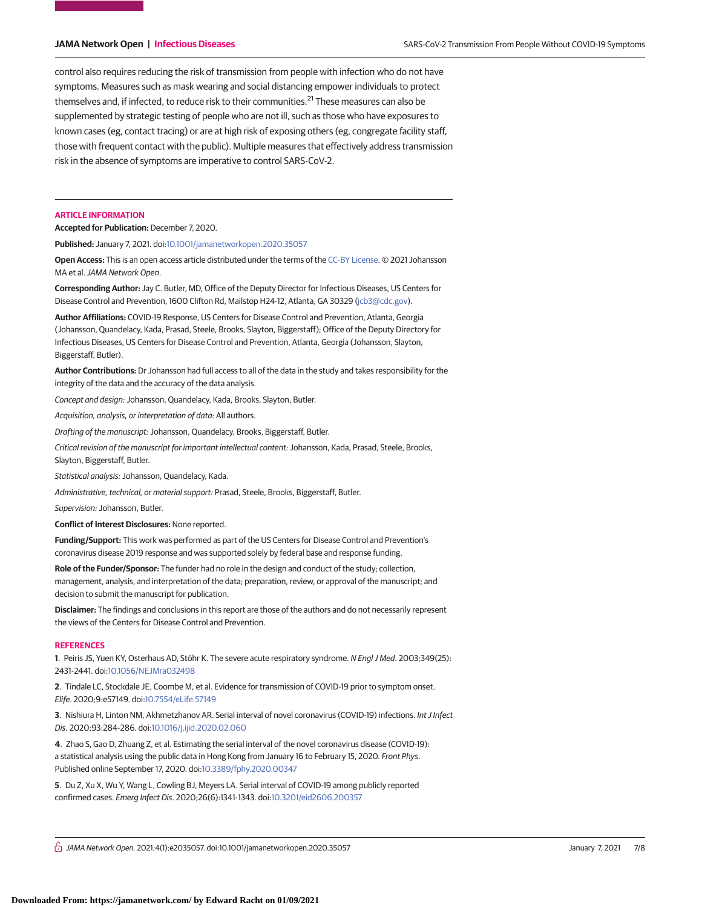control also requires reducing the risk of transmission from people with infection who do not have symptoms. Measures such as mask wearing and social distancing empower individuals to protect themselves and, if infected, to reduce risk to their communities.[21] These measures can also be supplemented by strategic testing of people who are not ill, such as those who have exposures to known cases (eg, contact tracing) or are at high risk of exposing others (eg, congregate facility staff, those with frequent contact with the public). Multiple measures that effectively address transmission risk in the absence of symptoms are imperative to control SARS-CoV-2.

## ARTICLE INFORMATION

**Accepted for Publication:** December 7, 2020.

**Published:** January 7, 2021. doi:10.1001/jamanetworkopen.2020.35057

**Open Access:** This is an open access article distributed under the terms of the CC-BY License. © 2021 Johansson MA et al. *JAMA Network Open*.

**Corresponding Author:** Jay C. Butler, MD, Office of the Deputy Director for Infectious Diseases, US Centers for Disease Control and Prevention, 1600 Clifton Rd, Mailstop H24-12, Atlanta, GA 30329 (jcb3@cdc.gov).

**Author Affiliations:** COVID-19 Response, US Centers for Disease Control and Prevention, Atlanta, Georgia (Johansson, Quandelacy, Kada, Prasad, Steele, Brooks, Slayton, Biggerstaff); Office of the Deputy Directory for Infectious Diseases, US Centers for Disease Control and Prevention, Atlanta, Georgia (Johansson, Slayton, Biggerstaff, Butler).

**Author Contributions:** Dr Johansson had full access to all of the data in the study and takes responsibility for the integrity of the data and the accuracy of the data analysis.

*Concept and design:* Johansson, Quandelacy, Kada, Brooks, Slayton, Butler.

*Acquisition, analysis, or interpretation of data:* All authors.

*Drafting of the manuscript:* Johansson, Quandelacy, Brooks, Biggerstaff, Butler.

*Critical revision of the manuscript for important intellectual content:* Johansson, Kada, Prasad, Steele, Brooks, Slayton, Biggerstaff, Butler.

*Statistical analysis:* Johansson, Quandelacy, Kada.

*Administrative, technical, or material support:* Prasad, Steele, Brooks, Biggerstaff, Butler.

*Supervision:* Johansson, Butler.

**Conflict of Interest Disclosures:** None reported.

**Funding/Support:** This work was performed as part of the US Centers for Disease Control and Prevention's coronavirus disease 2019 response and was supported solely by federal base and response funding.

**Role of the Funder/Sponsor:** The funder had no role in the design and conduct of the study; collection, management, analysis, and interpretation of the data; preparation, review, or approval of the manuscript; and decision to submit the manuscript for publication.

**Disclaimer:** The findings and conclusions in this report are those of the authors and do not necessarily represent the views of the Centers for Disease Control and Prevention.

## REFERENCES

1. Peiris JS, Yuen KY, Osterhaus AD, Stöhr K. The severe acute respiratory syndrome. *N Engl J Med*. 2003;349(25):2431-2441. doi:10.1056/NEJMra032498

2. Tindale LC, Stockdale JE, Coombe M, et al. Evidence for transmission of COVID-19 prior to symptom onset. *Elife*. 2020;9:e57149. doi:10.7554/eLife.57149

3. Nishiura H, Linton NM, Akhmetzhanov AR. Serial interval of novel coronavirus (COVID-19) infections. *Int J Infect Dis*. 2020;93:284-286. doi:10.1016/j.ijid.2020.02.060

4. Zhao S, Gao D, Zhuang Z, et al. Estimating the serial interval of the novel coronavirus disease (COVID-19): a statistical analysis using the public data in Hong Kong from January 16 to February 15, 2020. *Front Phys*. Published online September 17, 2020. doi:10.3389/fphy.2020.00347

5. Du Z, Xu X, Wu Y, Wang L, Cowling BJ, Meyers LA. Serial interval of COVID-19 among publicly reported confirmed cases. *Emerg Infect Dis*. 2020;26(6):1341-1343. doi:10.3201/eid2606.200357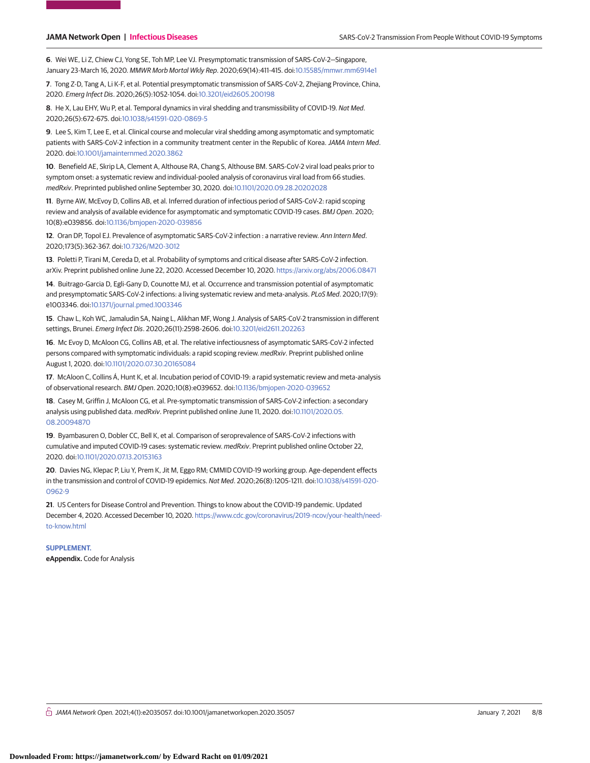6. Wei WE, Li Z, Chiew CJ, Yong SE, Toh MP, Lee VJ. Presymptomatic transmission of SARS-CoV-2—Singapore, January 23-March 16, 2020. *MMWR Morb Mortal Wkly Rep*. 2020;69(14):411-415. doi:10.15585/mmwr.mm6914e1

7. Tong Z-D, Tang A, Li K-F, et al. Potential presymptomatic transmission of SARS-CoV-2, Zhejiang Province, China, 2020. *Emerg Infect Dis*. 2020;26(5):1052-1054. doi:10.3201/eid2605.200198

8. He X, Lau EHY, Wu P, et al. Temporal dynamics in viral shedding and transmissibility of COVID-19. *Nat Med*. 2020;26(5):672-675. doi:10.1038/s41591-020-0869-5

9. Lee S, Kim T, Lee E, et al. Clinical course and molecular viral shedding among asymptomatic and symptomatic patients with SARS-CoV-2 infection in a community treatment center in the Republic of Korea. *JAMA Intern Med*. 2020. doi:10.1001/jamainternmed.2020.3862

10. Benefield AE, Skrip LA, Clement A, Althouse RA, Chang S, Althouse BM. SARS-CoV-2 viral load peaks prior to symptom onset: a systematic review and individual-pooled analysis of coronavirus viral load from 66 studies. *medRxiv*. Preprinted published online September 30, 2020. doi:10.1101/2020.09.28.20202028

11. Byrne AW, McEvoy D, Collins AB, et al. Inferred duration of infectious period of SARS-CoV-2: rapid scoping review and analysis of available evidence for asymptomatic and symptomatic COVID-19 cases. *BMJ Open*. 2020; 10(8):e039856. doi:10.1136/bmjopen-2020-039856

12. Oran DP, Topol EJ. Prevalence of asymptomatic SARS-CoV-2 infection : a narrative review. *Ann Intern Med*. 2020;173(5):362-367. doi:10.7326/M20-3012

13. Poletti P, Tirani M, Cereda D, et al. Probability of symptoms and critical disease after SARS-CoV-2 infection. arXiv. Preprint published online June 22, 2020. Accessed December 10, 2020. https://arxiv.org/abs/2006.08471

14. Buitrago-Garcia D, Egli-Gany D, Counotte MJ, et al. Occurrence and transmission potential of asymptomatic and presymptomatic SARS-CoV-2 infections: a living systematic review and meta-analysis. *PLoS Med*. 2020;17(9): e1003346. doi:10.1371/journal.pmed.1003346

15. Chaw L, Koh WC, Jamaludin SA, Naing L, Alikhan MF, Wong J. Analysis of SARS-CoV-2 transmission in different settings, Brunei. *Emerg Infect Dis*. 2020;26(11):2598-2606. doi:10.3201/eid2611.202263

16. Mc Evoy D, McAloon CG, Collins AB, et al. The relative infectiousness of asymptomatic SARS-CoV-2 infected persons compared with symptomatic individuals: a rapid scoping review. *medRxiv*. Preprint published online August 1, 2020. doi:10.1101/2020.07.30.20165084

17. McAloon C, Collins Á, Hunt K, et al. Incubation period of COVID-19: a rapid systematic review and meta-analysis of observational research. *BMJ Open*. 2020;10(8):e039652. doi:10.1136/bmjopen-2020-039652

18. Casey M, Griffin J, McAloon CG, et al. Pre-symptomatic transmission of SARS-CoV-2 infection: a secondary analysis using published data. *medRxiv*. Preprint published online June 11, 2020. doi:10.1101/2020.05.08.20094870

19. Byambasuren O, Dobler CC, Bell K, et al. Comparison of seroprevalence of SARS-CoV-2 infections with cumulative and imputed COVID-19 cases: systematic review. *medRxiv*. Preprint published online October 22, 2020. doi:10.1101/2020.07.13.20153163

20. Davies NG, Klepac P, Liu Y, Prem K, Jit M, Eggo RM; CMMID COVID-19 working group. Age-dependent effects in the transmission and control of COVID-19 epidemics. *Nat Med*. 2020;26(8):1205-1211. doi:10.1038/s41591-020-0962-9

21. US Centers for Disease Control and Prevention. Things to know about the COVID-19 pandemic. Updated December 4, 2020. Accessed December 10, 2020. https://www.cdc.gov/coronavirus/2019-ncov/your-health/need-to-know.html

**SUPPLEMENT.**

**eAppendix.** Code for Analysis